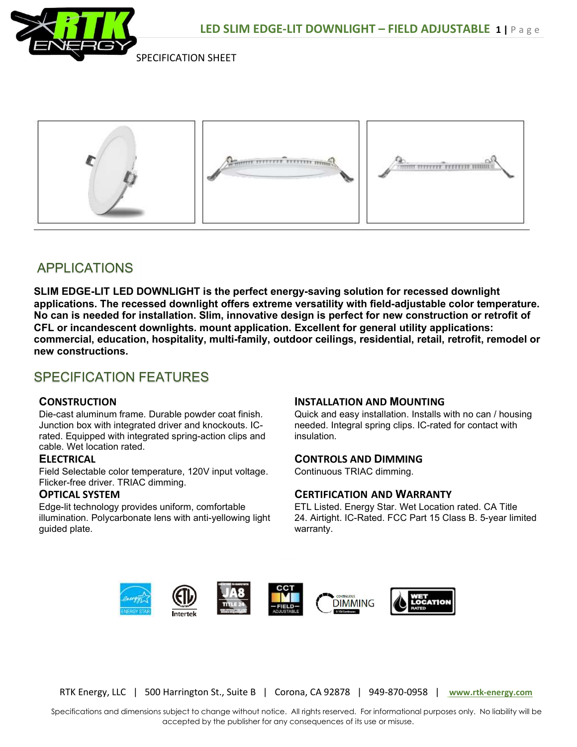# LED SLIM EDGE-LIT DOWNLIGHT – FIELD ADJUSTABLE

SPECIFICATION SHEET

## APPLICATIONS

**SLIM EDGE-LIT LED DOWNLIGHT is the perfect energy-saving solution for recessed downlight applications. The recessed downlight offers extreme versatility with field-adjustable color temperature. No can is needed for installation. Slim, innovative design is perfect for new construction or retrofit of CFL or incandescent downlights. mount application. Excellent for general utility applications: commercial, education, hospitality, multi-family, outdoor ceilings, residential, retail, retrofit, remodel or new constructions.**

## SPECIFICATION FEATURES

### CONSTRUCTION

Die-cast aluminum frame. Durable powder coat finish. Junction box with integrated driver and knockouts. IC-rated. Equipped with integrated spring-action clips and cable. Wet location rated.

### ELECTRICAL

Field Selectable color temperature, 120V input voltage. Flicker-free driver. TRIAC dimming.

### OPTICAL SYSTEM

Edge-lit technology provides uniform, comfortable illumination. Polycarbonate lens with anti-yellowing light guided plate.

### INSTALLATION AND MOUNTING

Quick and easy installation. Installs with no can / housing needed. Integral spring clips. IC-rated for contact with insulation.

### CONTROLS AND DIMMING

Continuous TRIAC dimming.

### CERTIFICATION AND WARRANTY

ETL Listed. Energy Star. Wet Location rated. CA Title 24. Airtight. IC-Rated. FCC Part 15 Class B. 5-year limited warranty.

RTK Energy, LLC | 500 Harrington St., Suite B | Corona, CA 92878 | 949-870-0958 | www.rtk-energy.com

Specifications and dimensions subject to change without notice. All rights reserved. For informational purposes only. No liability will be accepted by the publisher for any consequences of its use or misuse.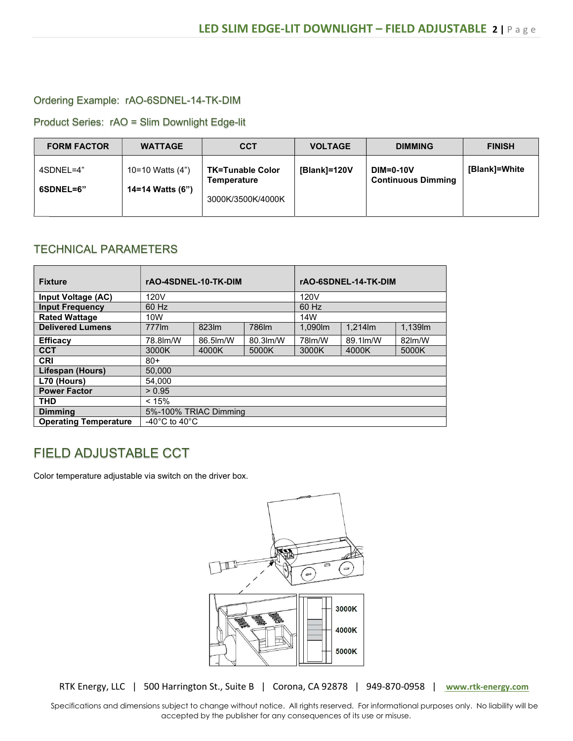Ordering Example: rAO-6SDNEL-14-TK-DIM

Product Series: rAO = Slim Downlight Edge-lit

| FORM FACTOR | WATTAGE | CCT | VOLTAGE | DIMMING | FINISH |
|---|---|---|---|---|---|
| 4SDNEL=4"<br>**6SDNEL=6"** | 10=10 Watts (4")<br>**14=14 Watts (6")** | **TK=Tunable Color Temperature**<br>3000K/3500K/4000K | **[Blank]=120V** | **DIM=0-10V Continuous Dimming** | **[Blank]=White** |

## TECHNICAL PARAMETERS

| **Fixture** | **rAO-4SDNEL-10-TK-DIM** | | | **rAO-6SDNEL-14-TK-DIM** | | |
|---|---|---|---|---|---|---|
| **Input Voltage (AC)** | 120V | | | 120V | | |
| **Input Frequency** | 60 Hz | | | 60 Hz | | |
| **Rated Wattage** | 10W | | | 14W | | |
| **Delivered Lumens** | 777lm | 823lm | 786lm | 1,090lm | 1,214lm | 1,139lm |
| **Efficacy** | 78.8lm/W | 86.5lm/W | 80.3lm/W | 78lm/W | 89.1lm/W | 82lm/W |
| **CCT** | 3000K | 4000K | 5000K | 3000K | 4000K | 5000K |
| **CRI** | 80+ | | | | | |
| **Lifespan (Hours)** | 50,000 | | | | | |
| **L70 (Hours)** | 54,000 | | | | | |
| **Power Factor** | > 0.95 | | | | | |
| **THD** | < 15% | | | | | |
| **Dimming** | 5%-100% TRIAC Dimming | | | | | |
| **Operating Temperature** | -40°C to 40°C | | | | | |

## FIELD ADJUSTABLE CCT

Color temperature adjustable via switch on the driver box.

3000K
4000K
5000K

RTK Energy, LLC | 500 Harrington St., Suite B | Corona, CA 92878 | 949-870-0958 | www.rtk-energy.com

Specifications and dimensions subject to change without notice. All rights reserved. For informational purposes only. No liability will be accepted by the publisher for any consequences of its use or misuse.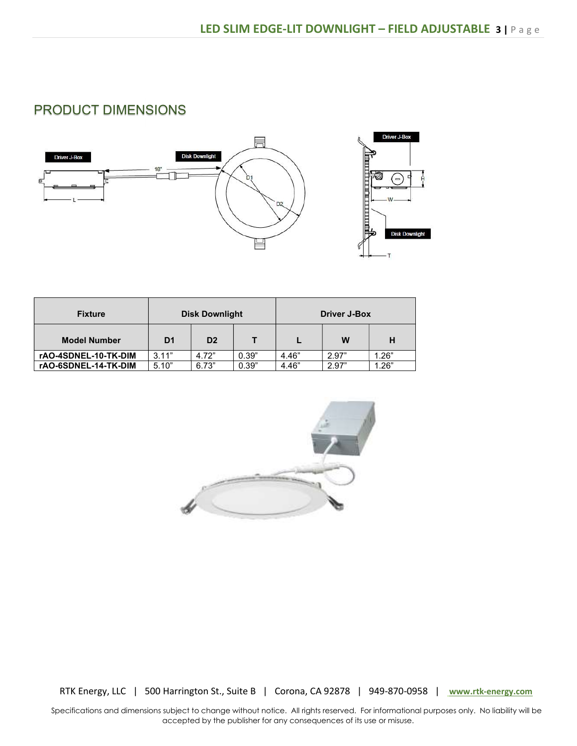## PRODUCT DIMENSIONS

Driver J-Box

Disk Downlight

18"

D1

D2

L

Driver J-Box

H

W

Disk Downlight

T

| Fixture | Disk Downlight | | | Driver J-Box | | |
|---|---|---|---|---|---|---|
| **Model Number** | **D1** | **D2** | **T** | **L** | **W** | **H** |
| **rAO-4SDNEL-10-TK-DIM** | 3.11" | 4.72" | 0.39" | 4.46" | 2.97" | 1.26" |
| **rAO-6SDNEL-14-TK-DIM** | 5.10" | 6.73" | 0.39" | 4.46" | 2.97" | 1.26" |

RTK Energy, LLC | 500 Harrington St., Suite B | Corona, CA 92878 | 949-870-0958 | www.rtk-energy.com

Specifications and dimensions subject to change without notice. All rights reserved. For informational purposes only. No liability will be accepted by the publisher for any consequences of its use or misuse.